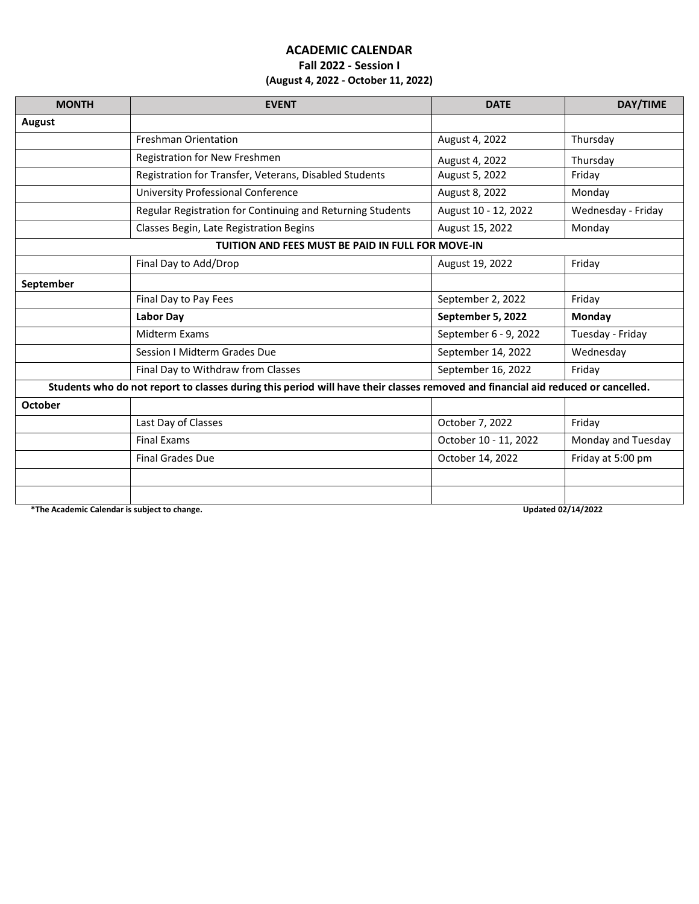# ACADEMIC CALENDAR

## Fall 2022 - Session I

**(August 4, 2022 - October 11, 2022)**

| MONTH | EVENT | DATE | DAY/TIME |
|---|---|---|---|
| **August** | | | |
| | Freshman Orientation | August 4, 2022 | Thursday |
| | Registration for New Freshmen | August 4, 2022 | Thursday |
| | Registration for Transfer, Veterans, Disabled Students | August 5, 2022 | Friday |
| | University Professional Conference | August 8, 2022 | Monday |
| | Regular Registration for Continuing and Returning Students | August 10 - 12, 2022 | Wednesday - Friday |
| | Classes Begin, Late Registration Begins | August 15, 2022 | Monday |
| **TUITION AND FEES MUST BE PAID IN FULL FOR MOVE-IN** | | | |
| | Final Day to Add/Drop | August 19, 2022 | Friday |
| **September** | | | |
| | Final Day to Pay Fees | September 2, 2022 | Friday |
| | **Labor Day** | **September 5, 2022** | **Monday** |
| | Midterm Exams | September 6 - 9, 2022 | Tuesday - Friday |
| | Session I Midterm Grades Due | September 14, 2022 | Wednesday |
| | Final Day to Withdraw from Classes | September 16, 2022 | Friday |
| **Students who do not report to classes during this period will have their classes removed and financial aid reduced or cancelled.** | | | |
| **October** | | | |
| | Last Day of Classes | October 7, 2022 | Friday |
| | Final Exams | October 10 - 11, 2022 | Monday and Tuesday |
| | Final Grades Due | October 14, 2022 | Friday at 5:00 pm |
| | | | |
| | | | |

**\*The Academic Calendar is subject to change.** **Updated 02/14/2022**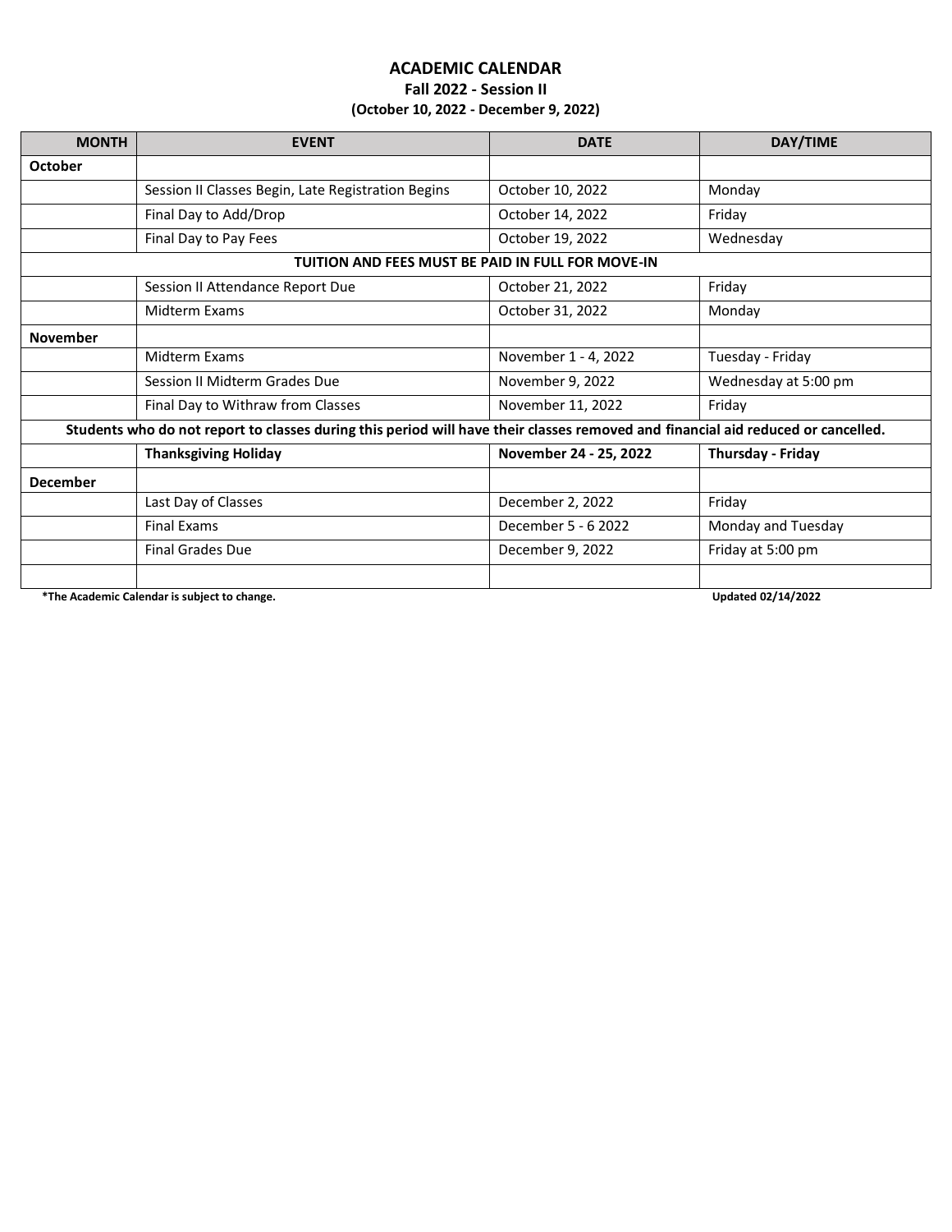# ACADEMIC CALENDAR

**Fall 2022 - Session II**

**(October 10, 2022 - December 9, 2022)**

| MONTH | EVENT | DATE | DAY/TIME |
|---|---|---|---|
| **October** | | | |
| | Session II Classes Begin, Late Registration Begins | October 10, 2022 | Monday |
| | Final Day to Add/Drop | October 14, 2022 | Friday |
| | Final Day to Pay Fees | October 19, 2022 | Wednesday |
| **TUITION AND FEES MUST BE PAID IN FULL FOR MOVE-IN** | | | |
| | Session II Attendance Report Due | October 21, 2022 | Friday |
| | Midterm Exams | October 31, 2022 | Monday |
| **November** | | | |
| | Midterm Exams | November 1 - 4, 2022 | Tuesday - Friday |
| | Session II Midterm Grades Due | November 9, 2022 | Wednesday at 5:00 pm |
| | Final Day to Withraw from Classes | November 11, 2022 | Friday |
| **Students who do not report to classes during this period will have their classes removed and financial aid reduced or cancelled.** | | | |
| | **Thanksgiving Holiday** | **November 24 - 25, 2022** | **Thursday - Friday** |
| **December** | | | |
| | Last Day of Classes | December 2, 2022 | Friday |
| | Final Exams | December 5 - 6 2022 | Monday and Tuesday |
| | Final Grades Due | December 9, 2022 | Friday at 5:00 pm |
| | | | |

**\*The Academic Calendar is subject to change.** **Updated 02/14/2022**